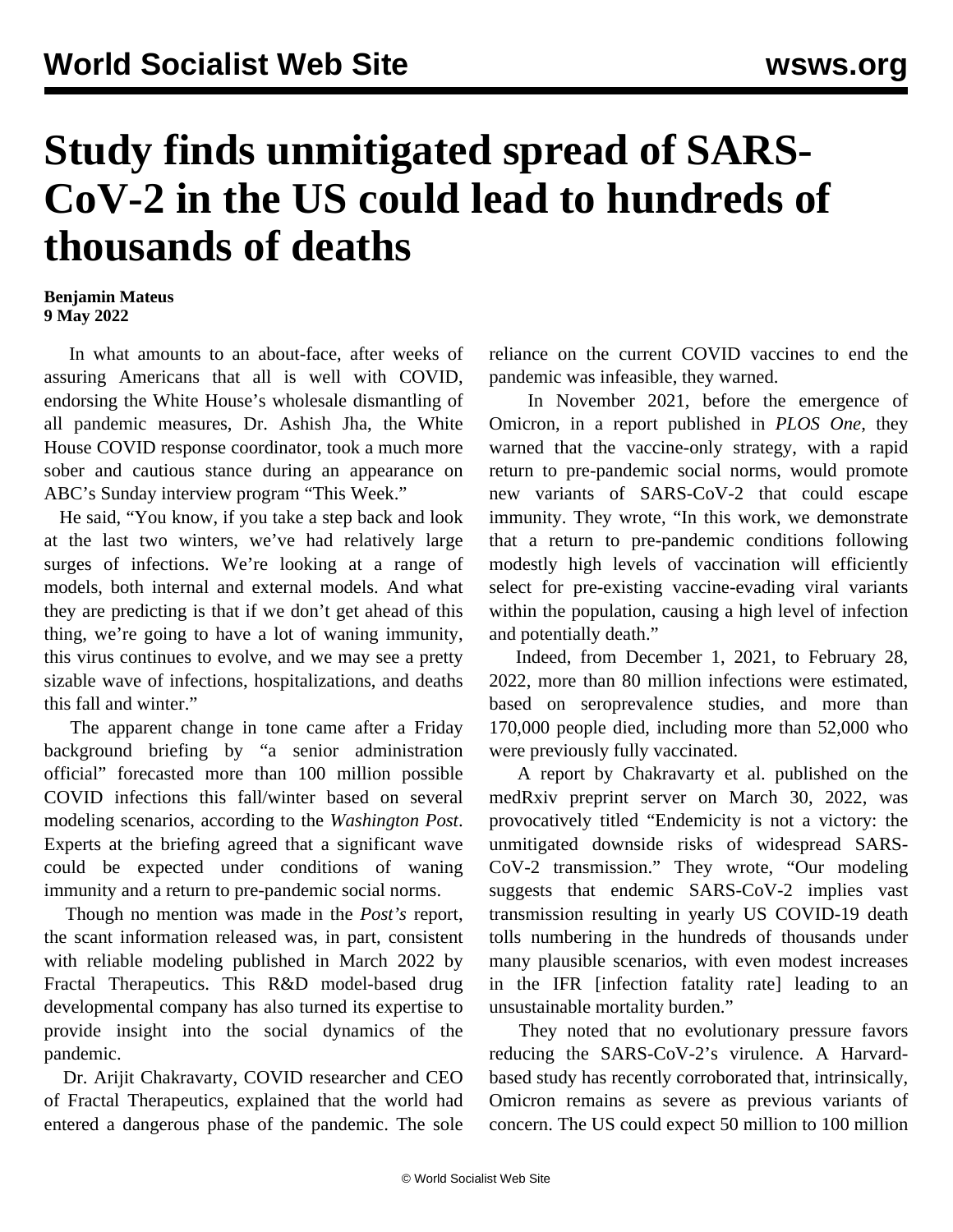# Study finds unmitigated spread of SARS-CoV-2 in the US could lead to hundreds of thousands of deaths

**Benjamin Mateus**
**9 May 2022**

In what amounts to an about-face, after weeks of assuring Americans that all is well with COVID, endorsing the White House's wholesale dismantling of all pandemic measures, Dr. Ashish Jha, the White House COVID response coordinator, took a much more sober and cautious stance during an appearance on ABC's Sunday interview program "This Week."

He said, "You know, if you take a step back and look at the last two winters, we've had relatively large surges of infections. We're looking at a range of models, both internal and external models. And what they are predicting is that if we don't get ahead of this thing, we're going to have a lot of waning immunity, this virus continues to evolve, and we may see a pretty sizable wave of infections, hospitalizations, and deaths this fall and winter."

The apparent change in tone came after a Friday background briefing by "a senior administration official" forecasted more than 100 million possible COVID infections this fall/winter based on several modeling scenarios, according to the *Washington Post*. Experts at the briefing agreed that a significant wave could be expected under conditions of waning immunity and a return to pre-pandemic social norms.

Though no mention was made in the *Post's* report, the scant information released was, in part, consistent with reliable modeling published in March 2022 by Fractal Therapeutics. This R&D model-based drug developmental company has also turned its expertise to provide insight into the social dynamics of the pandemic.

Dr. Arijit Chakravarty, COVID researcher and CEO of Fractal Therapeutics, explained that the world had entered a dangerous phase of the pandemic. The sole reliance on the current COVID vaccines to end the pandemic was infeasible, they warned.

In November 2021, before the emergence of Omicron, in a report published in *PLOS One*, they warned that the vaccine-only strategy, with a rapid return to pre-pandemic social norms, would promote new variants of SARS-CoV-2 that could escape immunity. They wrote, "In this work, we demonstrate that a return to pre-pandemic conditions following modestly high levels of vaccination will efficiently select for pre-existing vaccine-evading viral variants within the population, causing a high level of infection and potentially death."

Indeed, from December 1, 2021, to February 28, 2022, more than 80 million infections were estimated, based on seroprevalence studies, and more than 170,000 people died, including more than 52,000 who were previously fully vaccinated.

A report by Chakravarty et al. published on the medRxiv preprint server on March 30, 2022, was provocatively titled "Endemicity is not a victory: the unmitigated downside risks of widespread SARS-CoV-2 transmission." They wrote, "Our modeling suggests that endemic SARS-CoV-2 implies vast transmission resulting in yearly US COVID-19 death tolls numbering in the hundreds of thousands under many plausible scenarios, with even modest increases in the IFR [infection fatality rate] leading to an unsustainable mortality burden."

They noted that no evolutionary pressure favors reducing the SARS-CoV-2's virulence. A Harvard-based study has recently corroborated that, intrinsically, Omicron remains as severe as previous variants of concern. The US could expect 50 million to 100 million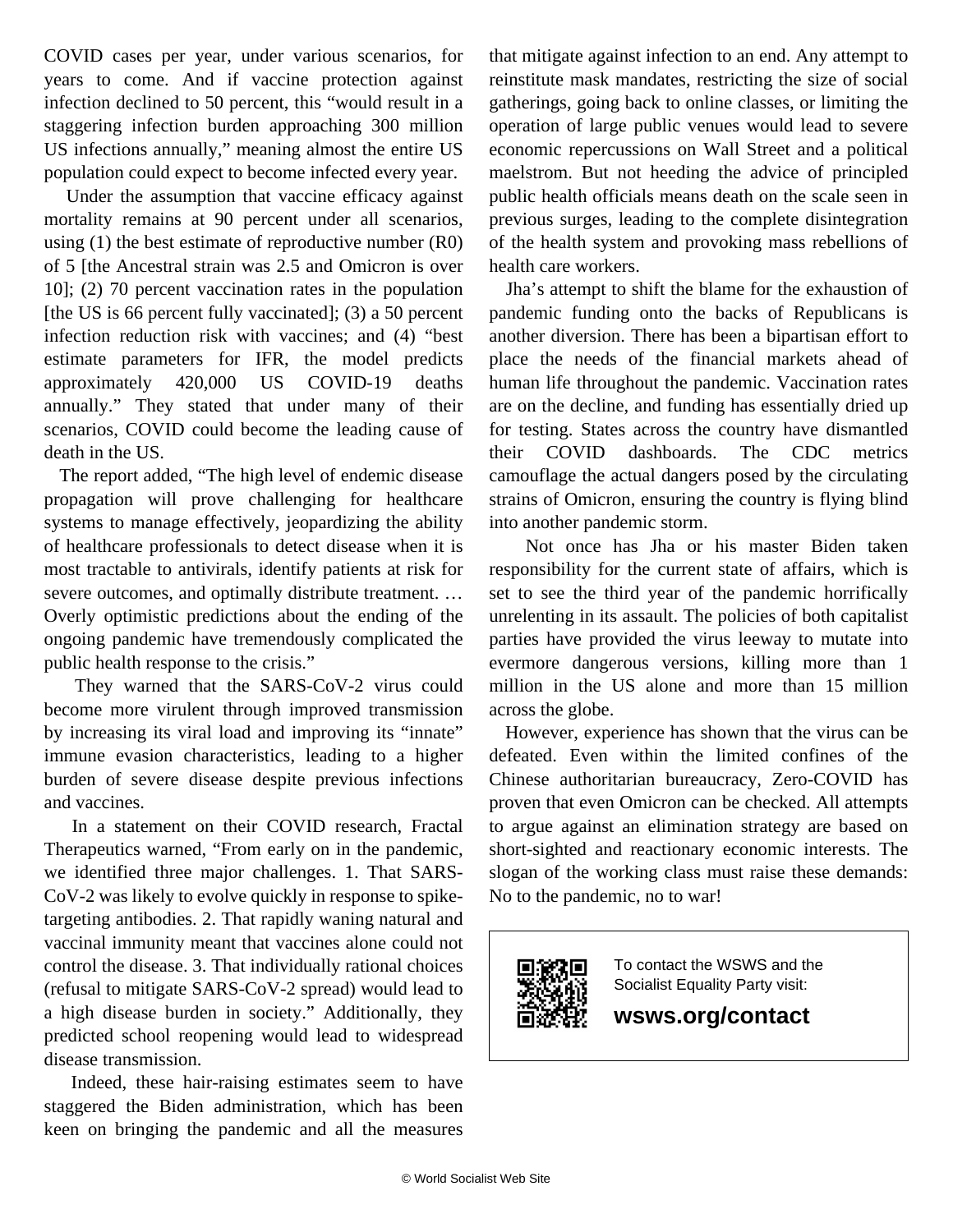COVID cases per year, under various scenarios, for years to come. And if vaccine protection against infection declined to 50 percent, this “would result in a staggering infection burden approaching 300 million US infections annually,” meaning almost the entire US population could expect to become infected every year.

Under the assumption that vaccine efficacy against mortality remains at 90 percent under all scenarios, using (1) the best estimate of reproductive number (R0) of 5 [the Ancestral strain was 2.5 and Omicron is over 10]; (2) 70 percent vaccination rates in the population [the US is 66 percent fully vaccinated]; (3) a 50 percent infection reduction risk with vaccines; and (4) “best estimate parameters for IFR, the model predicts approximately 420,000 US COVID-19 deaths annually.” They stated that under many of their scenarios, COVID could become the leading cause of death in the US.

The report added, “The high level of endemic disease propagation will prove challenging for healthcare systems to manage effectively, jeopardizing the ability of healthcare professionals to detect disease when it is most tractable to antivirals, identify patients at risk for severe outcomes, and optimally distribute treatment. … Overly optimistic predictions about the ending of the ongoing pandemic have tremendously complicated the public health response to the crisis.”

They warned that the SARS-CoV-2 virus could become more virulent through improved transmission by increasing its viral load and improving its “innate” immune evasion characteristics, leading to a higher burden of severe disease despite previous infections and vaccines.

In a statement on their COVID research, Fractal Therapeutics warned, “From early on in the pandemic, we identified three major challenges. 1. That SARS-CoV-2 was likely to evolve quickly in response to spike-targeting antibodies. 2. That rapidly waning natural and vaccinal immunity meant that vaccines alone could not control the disease. 3. That individually rational choices (refusal to mitigate SARS-CoV-2 spread) would lead to a high disease burden in society.” Additionally, they predicted school reopening would lead to widespread disease transmission.

Indeed, these hair-raising estimates seem to have staggered the Biden administration, which has been keen on bringing the pandemic and all the measures that mitigate against infection to an end. Any attempt to reinstitute mask mandates, restricting the size of social gatherings, going back to online classes, or limiting the operation of large public venues would lead to severe economic repercussions on Wall Street and a political maelstrom. But not heeding the advice of principled public health officials means death on the scale seen in previous surges, leading to the complete disintegration of the health system and provoking mass rebellions of health care workers.

Jha’s attempt to shift the blame for the exhaustion of pandemic funding onto the backs of Republicans is another diversion. There has been a bipartisan effort to place the needs of the financial markets ahead of human life throughout the pandemic. Vaccination rates are on the decline, and funding has essentially dried up for testing. States across the country have dismantled their COVID dashboards. The CDC metrics camouflage the actual dangers posed by the circulating strains of Omicron, ensuring the country is flying blind into another pandemic storm.

Not once has Jha or his master Biden taken responsibility for the current state of affairs, which is set to see the third year of the pandemic horrifically unrelenting in its assault. The policies of both capitalist parties have provided the virus leeway to mutate into evermore dangerous versions, killing more than 1 million in the US alone and more than 15 million across the globe.

However, experience has shown that the virus can be defeated. Even within the limited confines of the Chinese authoritarian bureaucracy, Zero-COVID has proven that even Omicron can be checked. All attempts to argue against an elimination strategy are based on short-sighted and reactionary economic interests. The slogan of the working class must raise these demands: No to the pandemic, no to war!

To contact the WSWS and the Socialist Equality Party visit:

**wsws.org/contact**